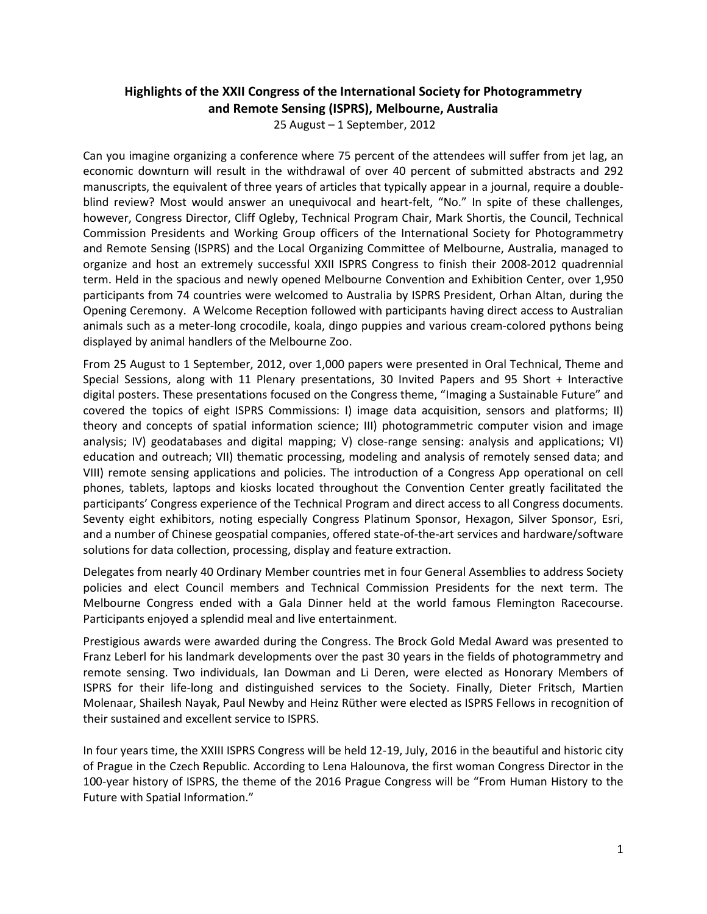# Highlights of the XXII Congress of the International Society for Photogrammetry and Remote Sensing (ISPRS), Melbourne, Australia

25 August – 1 September, 2012

Can you imagine organizing a conference where 75 percent of the attendees will suffer from jet lag, an economic downturn will result in the withdrawal of over 40 percent of submitted abstracts and 292 manuscripts, the equivalent of three years of articles that typically appear in a journal, require a double-blind review? Most would answer an unequivocal and heart-felt, "No." In spite of these challenges, however, Congress Director, Cliff Ogleby, Technical Program Chair, Mark Shortis, the Council, Technical Commission Presidents and Working Group officers of the International Society for Photogrammetry and Remote Sensing (ISPRS) and the Local Organizing Committee of Melbourne, Australia, managed to organize and host an extremely successful XXII ISPRS Congress to finish their 2008-2012 quadrennial term. Held in the spacious and newly opened Melbourne Convention and Exhibition Center, over 1,950 participants from 74 countries were welcomed to Australia by ISPRS President, Orhan Altan, during the Opening Ceremony. A Welcome Reception followed with participants having direct access to Australian animals such as a meter-long crocodile, koala, dingo puppies and various cream-colored pythons being displayed by animal handlers of the Melbourne Zoo.

From 25 August to 1 September, 2012, over 1,000 papers were presented in Oral Technical, Theme and Special Sessions, along with 11 Plenary presentations, 30 Invited Papers and 95 Short + Interactive digital posters. These presentations focused on the Congress theme, "Imaging a Sustainable Future" and covered the topics of eight ISPRS Commissions: I) image data acquisition, sensors and platforms; II) theory and concepts of spatial information science; III) photogrammetric computer vision and image analysis; IV) geodatabases and digital mapping; V) close-range sensing: analysis and applications; VI) education and outreach; VII) thematic processing, modeling and analysis of remotely sensed data; and VIII) remote sensing applications and policies. The introduction of a Congress App operational on cell phones, tablets, laptops and kiosks located throughout the Convention Center greatly facilitated the participants' Congress experience of the Technical Program and direct access to all Congress documents. Seventy eight exhibitors, noting especially Congress Platinum Sponsor, Hexagon, Silver Sponsor, Esri, and a number of Chinese geospatial companies, offered state-of-the-art services and hardware/software solutions for data collection, processing, display and feature extraction.

Delegates from nearly 40 Ordinary Member countries met in four General Assemblies to address Society policies and elect Council members and Technical Commission Presidents for the next term. The Melbourne Congress ended with a Gala Dinner held at the world famous Flemington Racecourse. Participants enjoyed a splendid meal and live entertainment.

Prestigious awards were awarded during the Congress. The Brock Gold Medal Award was presented to Franz Leberl for his landmark developments over the past 30 years in the fields of photogrammetry and remote sensing. Two individuals, Ian Dowman and Li Deren, were elected as Honorary Members of ISPRS for their life-long and distinguished services to the Society. Finally, Dieter Fritsch, Martien Molenaar, Shailesh Nayak, Paul Newby and Heinz Rüther were elected as ISPRS Fellows in recognition of their sustained and excellent service to ISPRS.

In four years time, the XXIII ISPRS Congress will be held 12-19, July, 2016 in the beautiful and historic city of Prague in the Czech Republic. According to Lena Halounova, the first woman Congress Director in the 100-year history of ISPRS, the theme of the 2016 Prague Congress will be "From Human History to the Future with Spatial Information."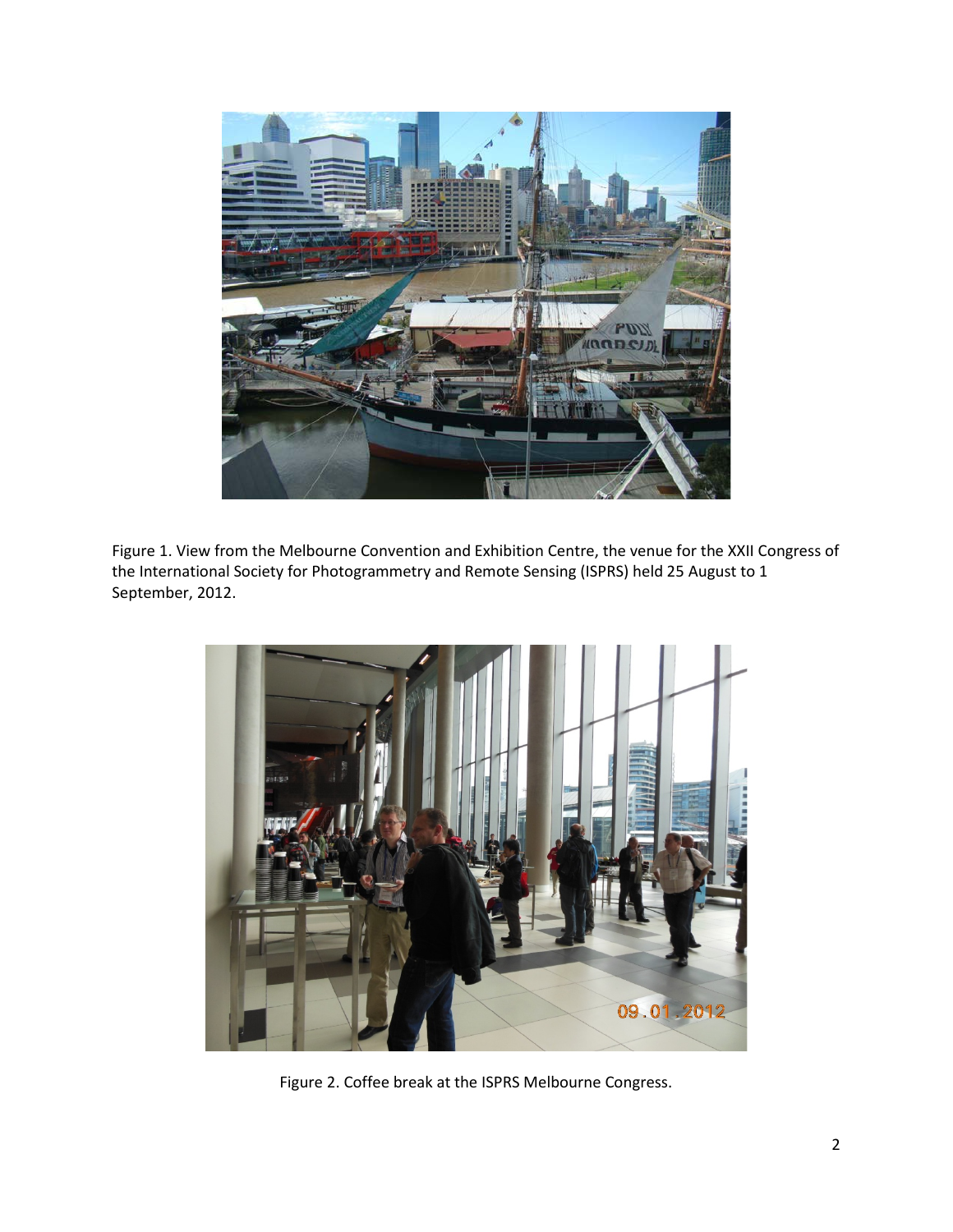Figure 1. View from the Melbourne Convention and Exhibition Centre, the venue for the XXII Congress of the International Society for Photogrammetry and Remote Sensing (ISPRS) held 25 August to 1 September, 2012.

Figure 2. Coffee break at the ISPRS Melbourne Congress.